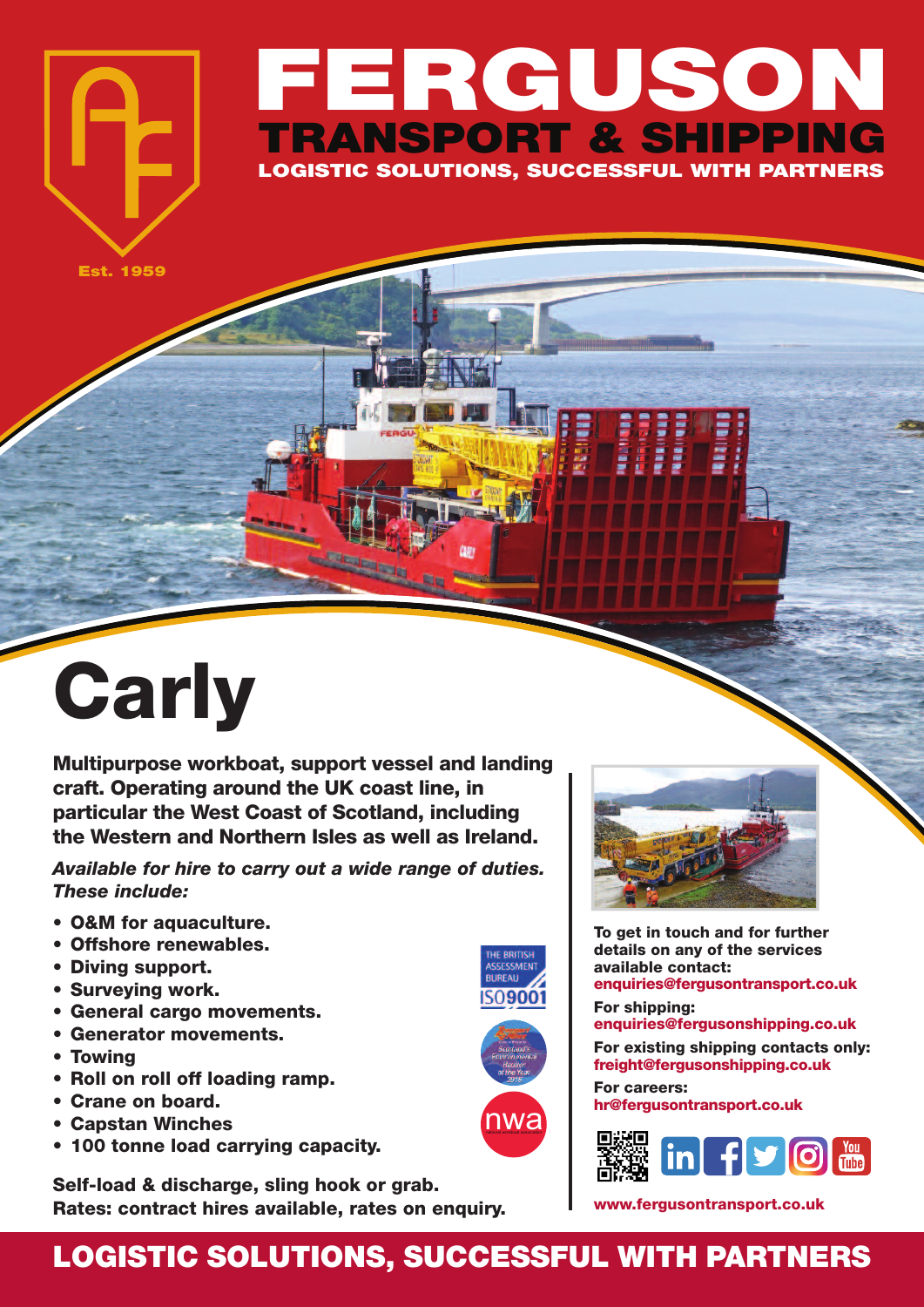# FERGUSON

## TRANSPORT & SHIPPING

LOGISTIC SOLUTIONS, SUCCESSFUL WITH PARTNERS

Est. 1959

# Carly

**Multipurpose workboat, support vessel and landing craft. Operating around the UK coast line, in particular the West Coast of Scotland, including the Western and Northern Isles as well as Ireland.**

***Available for hire to carry out a wide range of duties. These include:***

- **O&M for aquaculture.**
- **Offshore renewables.**
- **Diving support.**
- **Surveying work.**
- **General cargo movements.**
- **Generator movements.**
- **Towing**
- **Roll on roll off loading ramp.**
- **Crane on board.**
- **Capstan Winches**
- **100 tonne load carrying capacity.**

**Self-load & discharge, sling hook or grab.**
**Rates: contract hires available, rates on enquiry.**

THE BRITISH ASSESSMENT BUREAU ISO9001

nwa

**To get in touch and for further details on any of the services available contact:**
**enquiries@fergusontransport.co.uk**

**For shipping:**
**enquiries@fergusonshipping.co.uk**

**For existing shipping contacts only:**
**freight@fergusonshipping.co.uk**

**For careers:**
**hr@fergusontransport.co.uk**

**www.fergusontransport.co.uk**

## LOGISTIC SOLUTIONS, SUCCESSFUL WITH PARTNERS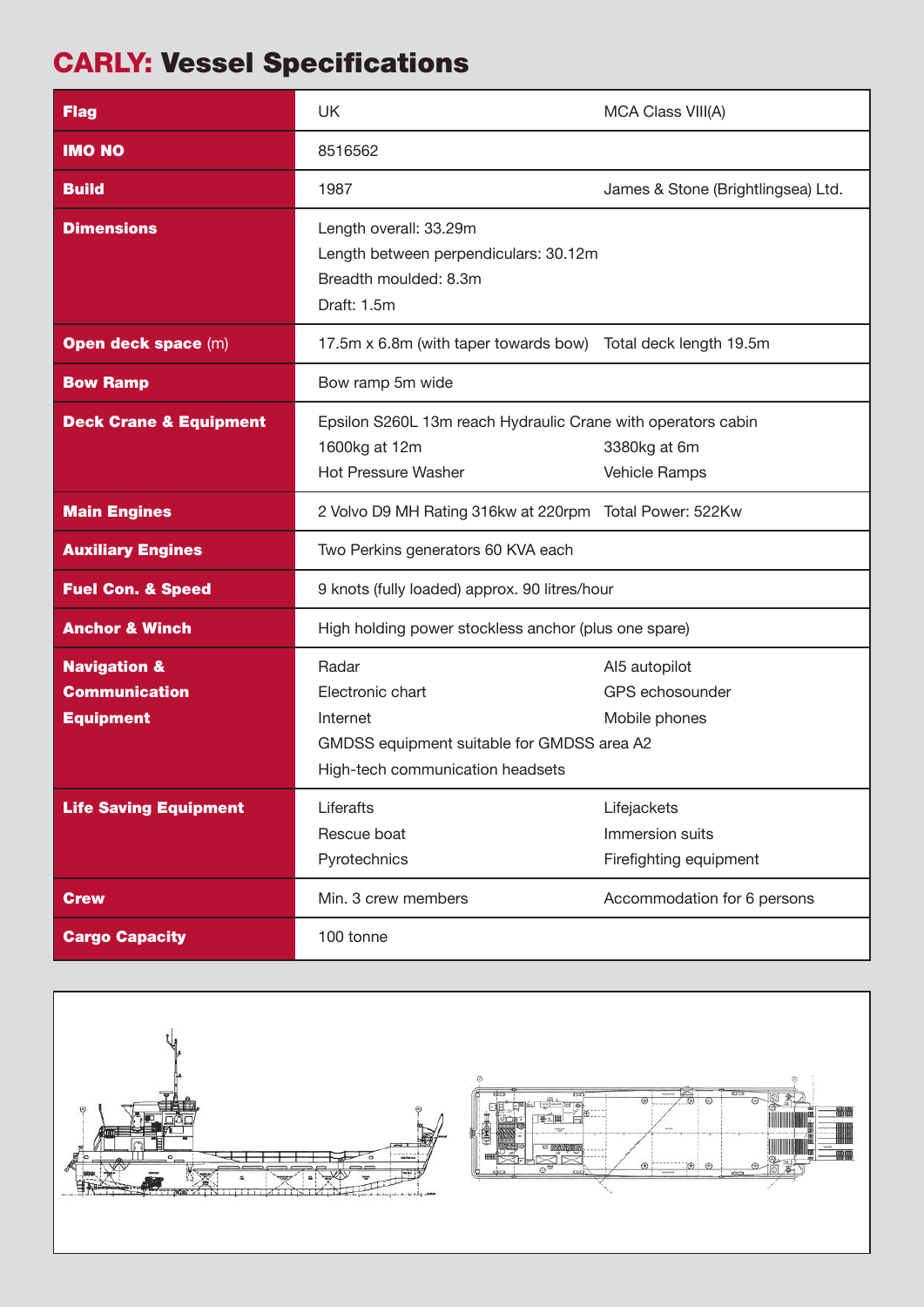# CARLY: Vessel Specifications

| | | |
|---|---|---|
| **Flag** | UK | MCA Class VIII(A) |
| **IMO NO** | 8516562 | |
| **Build** | 1987 | James & Stone (Brightlingsea) Ltd. |
| **Dimensions** | Length overall: 33.29m<br>Length between perpendiculars: 30.12m<br>Breadth moulded: 8.3m<br>Draft: 1.5m | |
| **Open deck space** (m) | 17.5m x 6.8m (with taper towards bow) | Total deck length 19.5m |
| **Bow Ramp** | Bow ramp 5m wide | |
| **Deck Crane & Equipment** | Epsilon S260L 13m reach Hydraulic Crane with operators cabin<br>1600kg at 12m<br>Hot Pressure Washer | <br>3380kg at 6m<br>Vehicle Ramps |
| **Main Engines** | 2 Volvo D9 MH Rating 316kw at 220rpm | Total Power: 522Kw |
| **Auxiliary Engines** | Two Perkins generators 60 KVA each | |
| **Fuel Con. & Speed** | 9 knots (fully loaded) approx. 90 litres/hour | |
| **Anchor & Winch** | High holding power stockless anchor (plus one spare) | |
| **Navigation & Communication Equipment** | Radar<br>Electronic chart<br>Internet<br>GMDSS equipment suitable for GMDSS area A2<br>High-tech communication headsets | AI5 autopilot<br>GPS echosounder<br>Mobile phones |
| **Life Saving Equipment** | Liferafts<br>Rescue boat<br>Pyrotechnics | Lifejackets<br>Immersion suits<br>Firefighting equipment |
| **Crew** | Min. 3 crew members | Accommodation for 6 persons |
| **Cargo Capacity** | 100 tonne | |